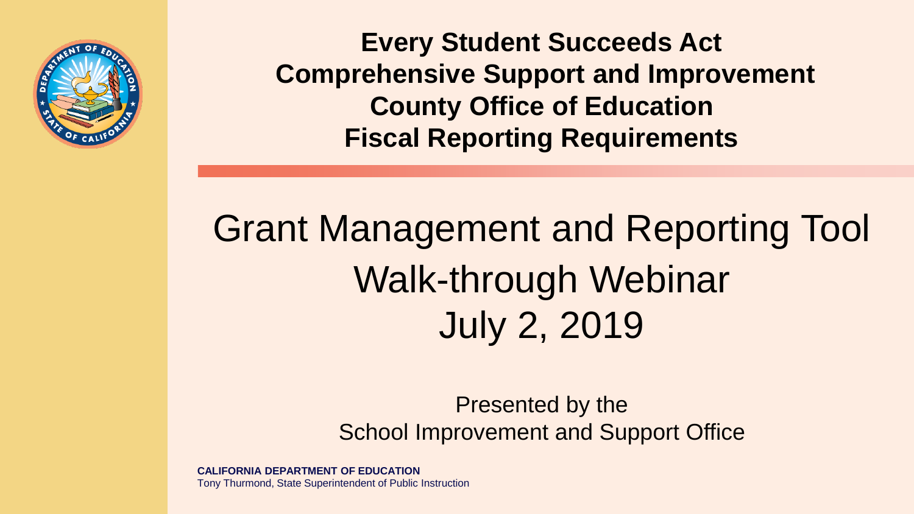# Every Student Succeeds Act Comprehensive Support and Improvement County Office of Education Fiscal Reporting Requirements

## Grant Management and Reporting Tool Walk-through Webinar July 2, 2019

Presented by the
School Improvement and Support Office

**CALIFORNIA DEPARTMENT OF EDUCATION**
Tony Thurmond, State Superintendent of Public Instruction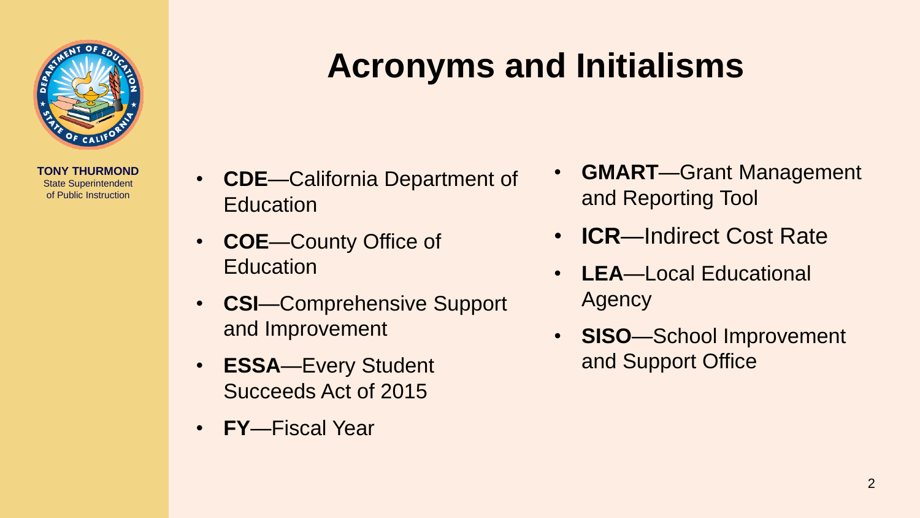TONY THURMOND
State Superintendent of Public Instruction

# Acronyms and Initialisms

- **CDE**—California Department of Education
- **COE**—County Office of Education
- **CSI**—Comprehensive Support and Improvement
- **ESSA**—Every Student Succeeds Act of 2015
- **FY**—Fiscal Year
- **GMART**—Grant Management and Reporting Tool
- **ICR**—Indirect Cost Rate
- **LEA**—Local Educational Agency
- **SISO**—School Improvement and Support Office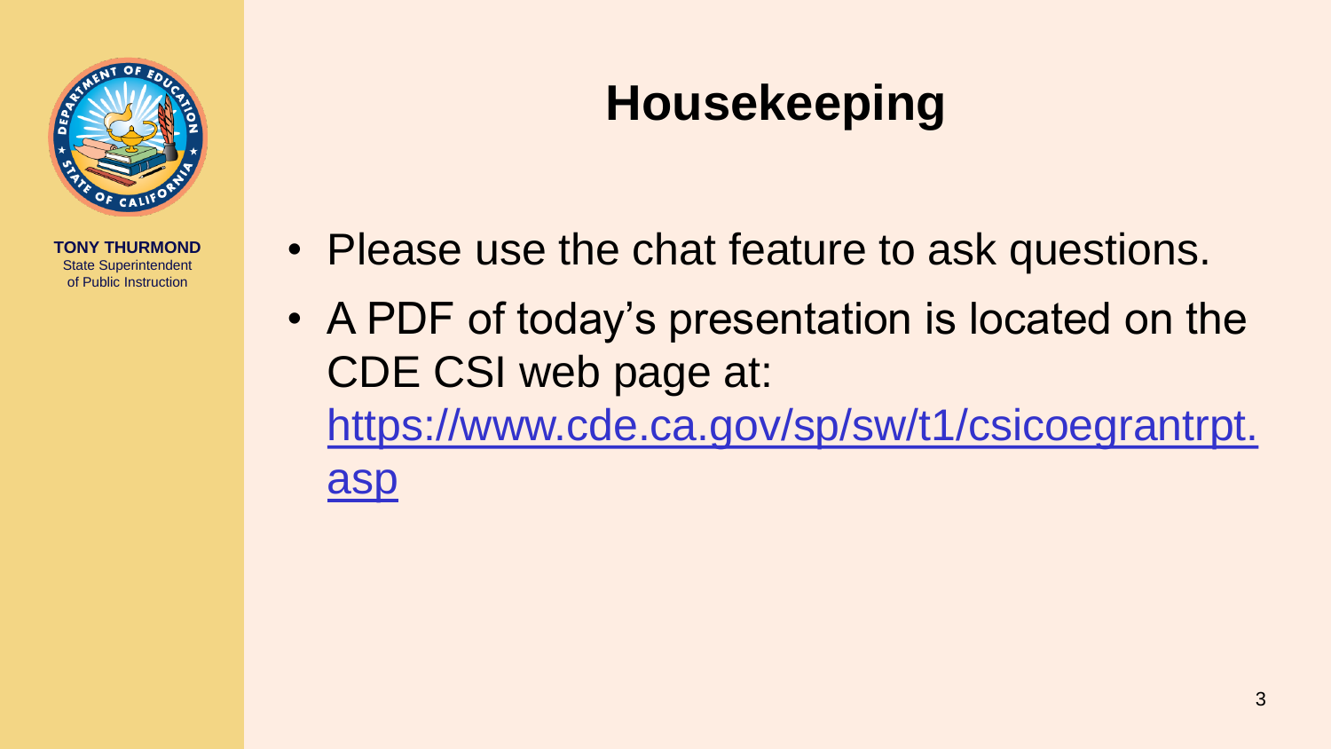TONY THURMOND
State Superintendent of Public Instruction

# Housekeeping

- Please use the chat feature to ask questions.
- A PDF of today's presentation is located on the CDE CSI web page at: https://www.cde.ca.gov/sp/sw/t1/csicoegrantrpt.asp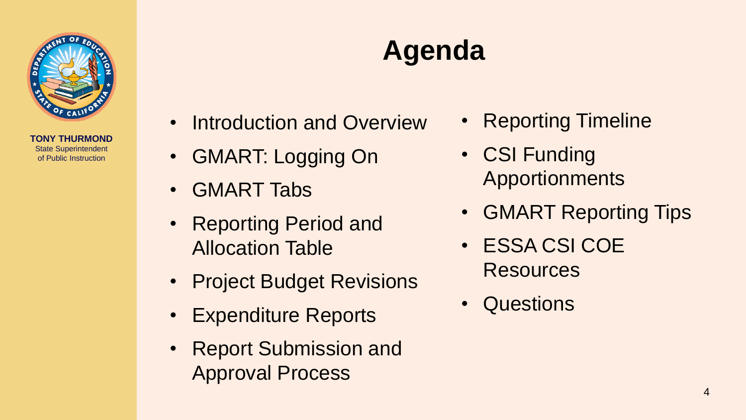TONY THURMOND
State Superintendent
of Public Instruction

# Agenda

- Introduction and Overview
- GMART: Logging On
- GMART Tabs
- Reporting Period and Allocation Table
- Project Budget Revisions
- Expenditure Reports
- Report Submission and Approval Process
- Reporting Timeline
- CSI Funding Apportionments
- GMART Reporting Tips
- ESSA CSI COE Resources
- Questions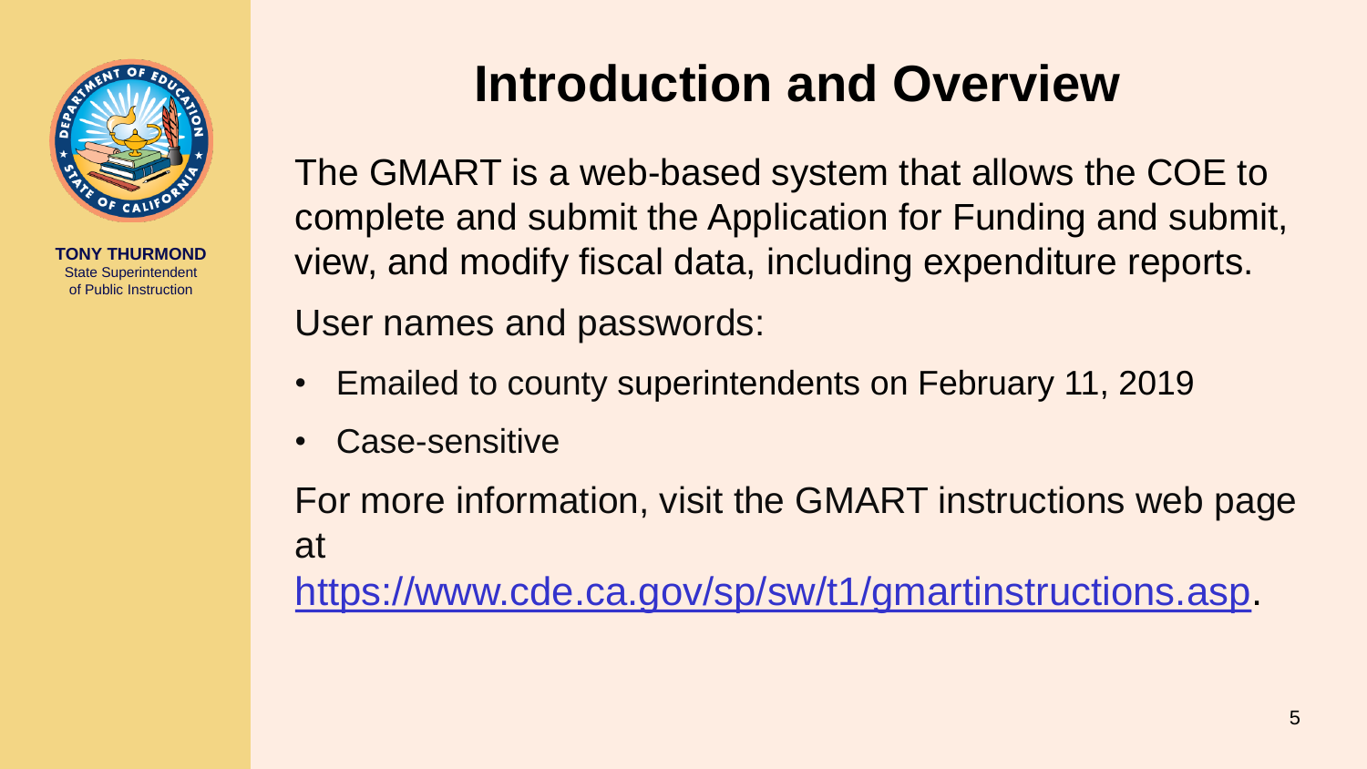TONY THURMOND
State Superintendent of Public Instruction

# Introduction and Overview

The GMART is a web-based system that allows the COE to complete and submit the Application for Funding and submit, view, and modify fiscal data, including expenditure reports.

User names and passwords:

- Emailed to county superintendents on February 11, 2019
- Case-sensitive

For more information, visit the GMART instructions web page at [https://www.cde.ca.gov/sp/sw/t1/gmartinstructions.asp](https://www.cde.ca.gov/sp/sw/t1/gmartinstructions.asp).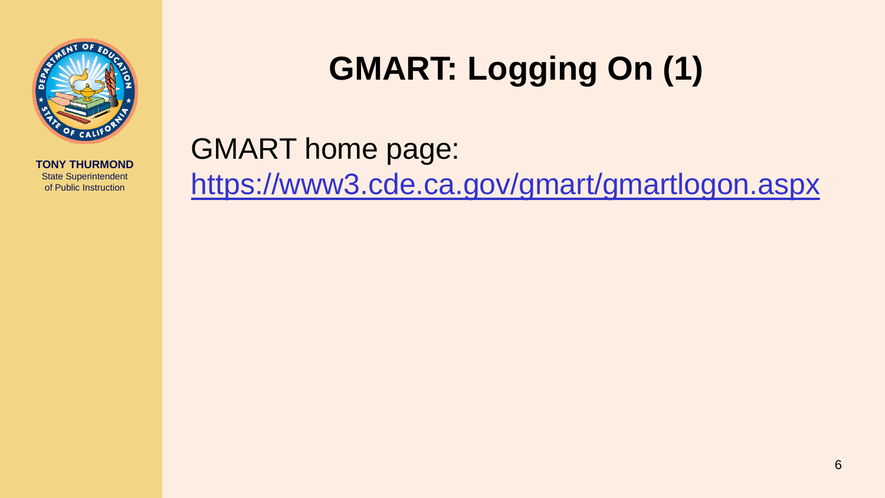TONY THURMOND
State Superintendent
of Public Instruction

# GMART: Logging On (1)

GMART home page:
[https://www3.cde.ca.gov/gmart/gmartlogon.aspx](https://www3.cde.ca.gov/gmart/gmartlogon.aspx)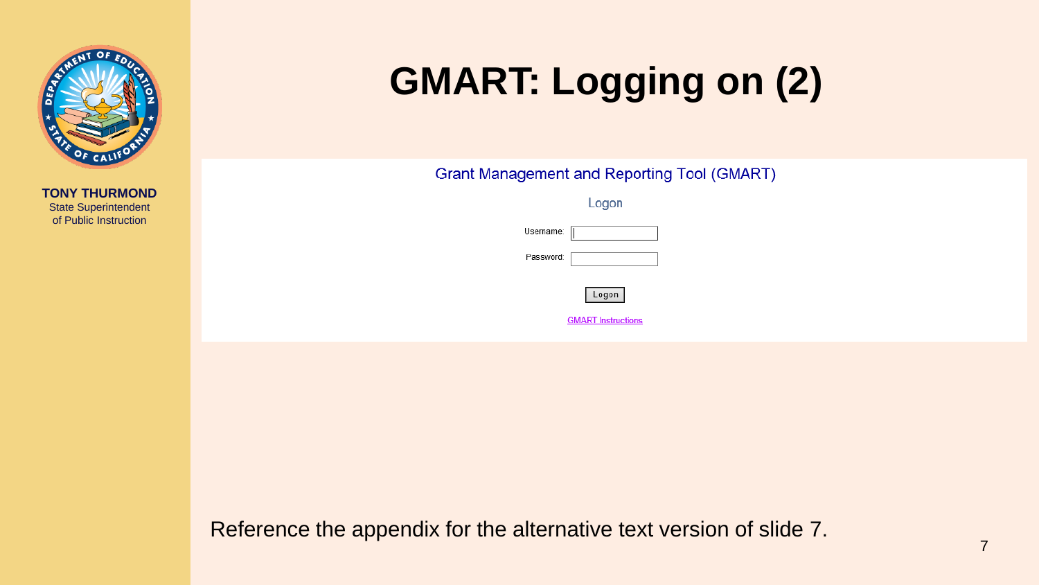TONY THURMOND
State Superintendent
of Public Instruction

# GMART: Logging on (2)

Grant Management and Reporting Tool (GMART)

Logon

Username:

Password:

Logon

GMART Instructions

Reference the appendix for the alternative text version of slide 7.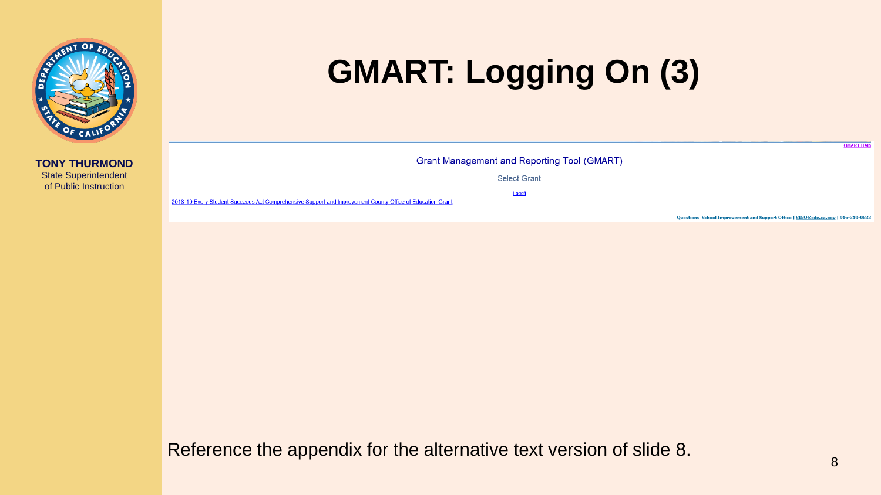TONY THURMOND
State Superintendent
of Public Instruction

# GMART: Logging On (3)

GMART Help

Grant Management and Reporting Tool (GMART)

Select Grant

Logoff

2018-19 Every Student Succeeds Act Comprehensive Support and Improvement County Office of Education Grant

Questions: School Improvement and Support Office | SISO@cde.ca.gov | 916-319-0833

Reference the appendix for the alternative text version of slide 8.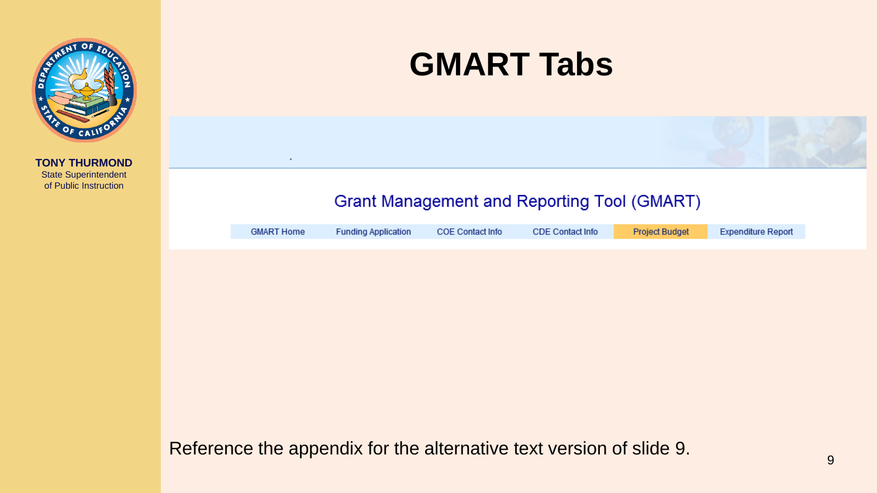# GMART Tabs

Grant Management and Reporting Tool (GMART)

| GMART Home | Funding Application | COE Contact Info | CDE Contact Info | Project Budget | Expenditure Report |
|---|---|---|---|---|---|

Reference the appendix for the alternative text version of slide 9.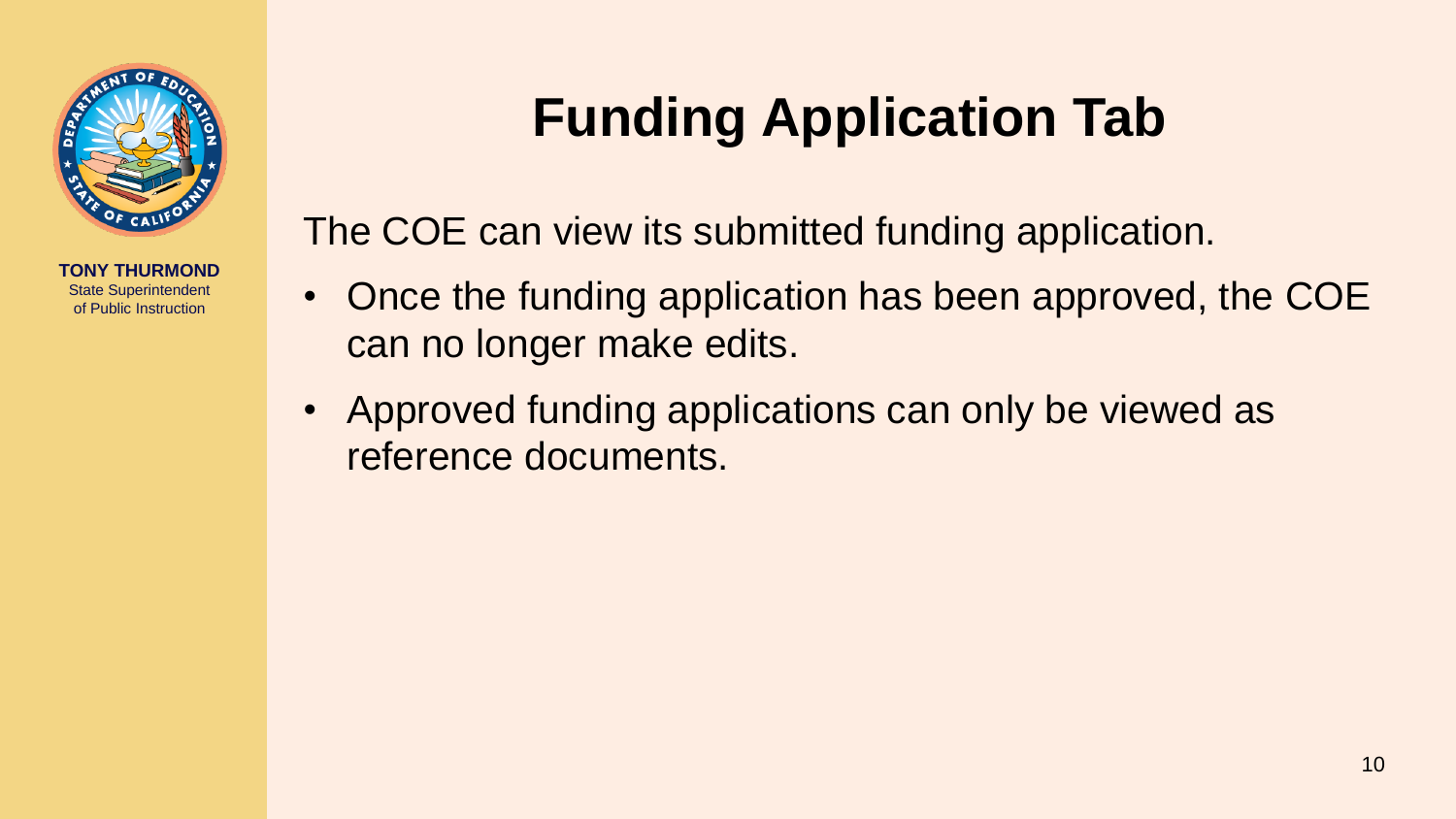TONY THURMOND
State Superintendent of Public Instruction

# Funding Application Tab

The COE can view its submitted funding application.

- Once the funding application has been approved, the COE can no longer make edits.
- Approved funding applications can only be viewed as reference documents.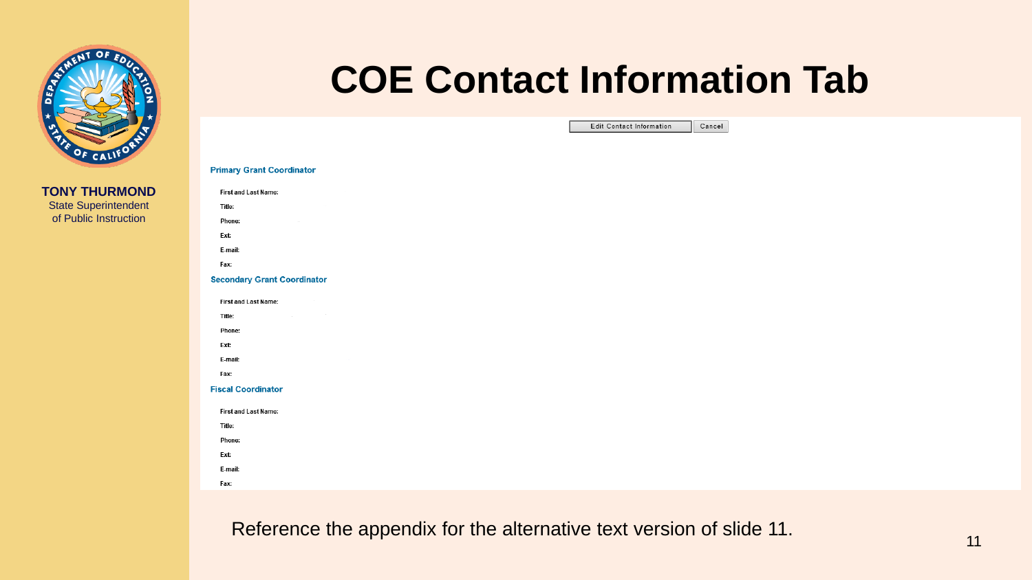TONY THURMOND
State Superintendent of Public Instruction

# COE Contact Information Tab

Edit Contact Information | Cancel

**Primary Grant Coordinator**

First and Last Name:
Title:
Phone:
Ext:
E-mail:
Fax:

**Secondary Grant Coordinator**

First and Last Name:
Title:
Phone:
Ext:
E-mail:
Fax:

**Fiscal Coordinator**

First and Last Name:
Title:
Phone:
Ext:
E-mail:
Fax:

Reference the appendix for the alternative text version of slide 11.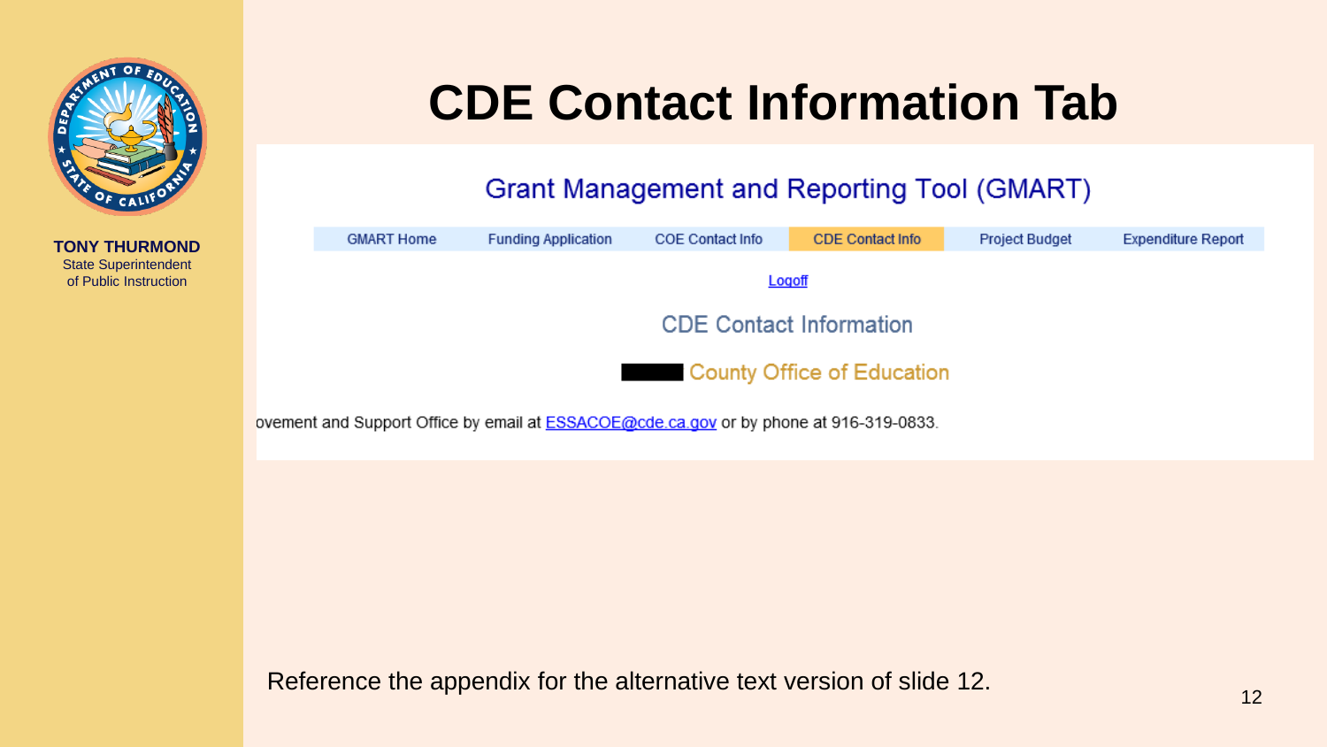TONY THURMOND
State Superintendent
of Public Instruction

# CDE Contact Information Tab

Grant Management and Reporting Tool (GMART)

GMART Home | Funding Application | COE Contact Info | CDE Contact Info | Project Budget | Expenditure Report

Logoff

CDE Contact Information

County Office of Education

ovement and Support Office by email at ESSACOE@cde.ca.gov or by phone at 916-319-0833.

Reference the appendix for the alternative text version of slide 12.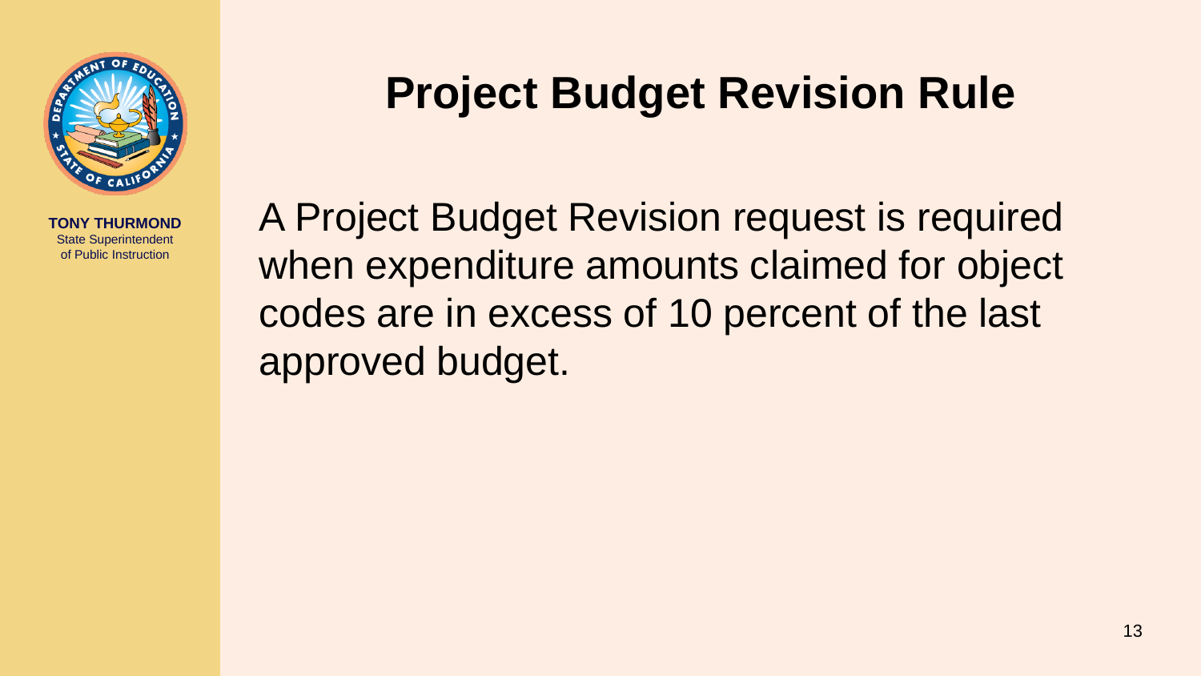TONY THURMOND
State Superintendent
of Public Instruction

# Project Budget Revision Rule

A Project Budget Revision request is required when expenditure amounts claimed for object codes are in excess of 10 percent of the last approved budget.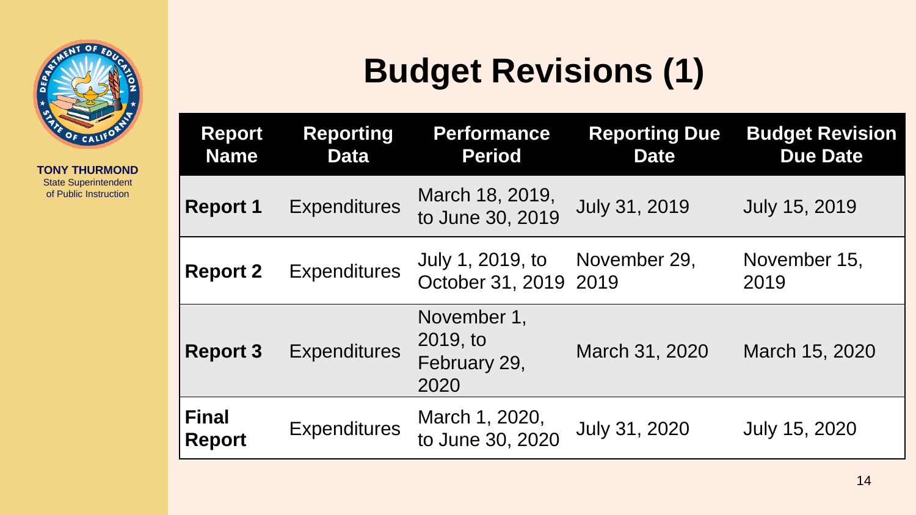TONY THURMOND
State Superintendent of Public Instruction

# Budget Revisions (1)

| Report Name | Reporting Data | Performance Period | Reporting Due Date | Budget Revision Due Date |
|---|---|---|---|---|
| **Report 1** | Expenditures | March 18, 2019, to June 30, 2019 | July 31, 2019 | July 15, 2019 |
| **Report 2** | Expenditures | July 1, 2019, to October 31, 2019 | November 29, 2019 | November 15, 2019 |
| **Report 3** | Expenditures | November 1, 2019, to February 29, 2020 | March 31, 2020 | March 15, 2020 |
| **Final Report** | Expenditures | March 1, 2020, to June 30, 2020 | July 31, 2020 | July 15, 2020 |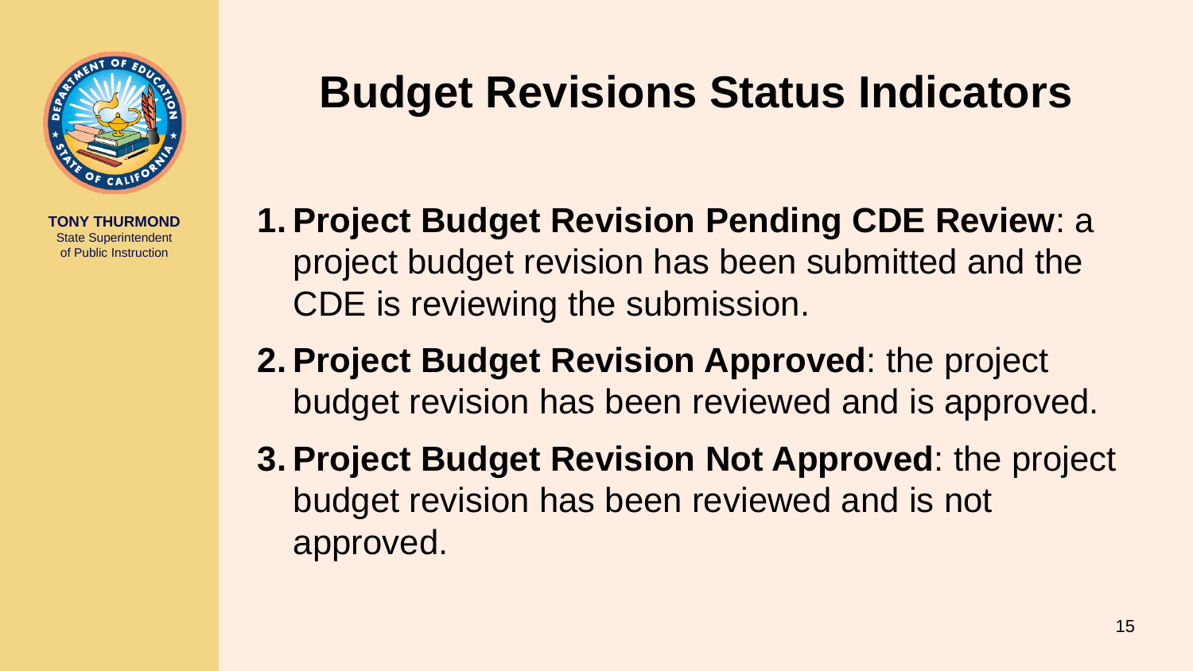TONY THURMOND
State Superintendent
of Public Instruction

# Budget Revisions Status Indicators

1. **Project Budget Revision Pending CDE Review**: a project budget revision has been submitted and the CDE is reviewing the submission.
2. **Project Budget Revision Approved**: the project budget revision has been reviewed and is approved.
3. **Project Budget Revision Not Approved**: the project budget revision has been reviewed and is not approved.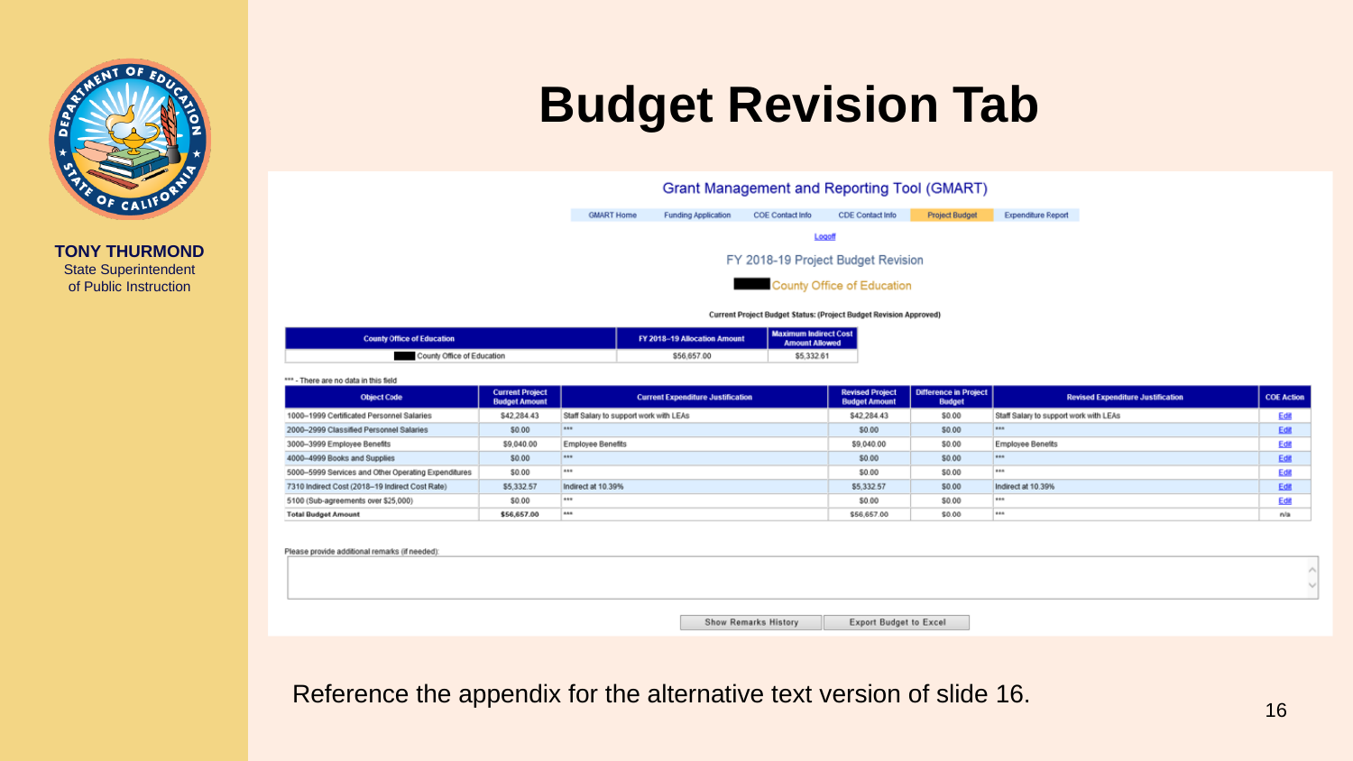TONY THURMOND
State Superintendent
of Public Instruction

# Budget Revision Tab

## Grant Management and Reporting Tool (GMART)

GMART Home | Funding Application | COE Contact Info | CDE Contact Info | Project Budget | Expenditure Report

Logoff

FY 2018-19 Project Budget Revision

County Office of Education

**Current Project Budget Status: (Project Budget Revision Approved)**

| County Office of Education | FY 2018–19 Allocation Amount | Maximum Indirect Cost Amount Allowed |
|---|---|---|
| County Office of Education | $56,657.00 | $5,332.61 |

*** - There are no data in this field

| Object Code | Current Project Budget Amount | Current Expenditure Justification | Revised Project Budget Amount | Difference in Project Budget | Revised Expenditure Justification | COE Action |
|---|---|---|---|---|---|---|
| 1000–1999 Certificated Personnel Salaries | $42,284.43 | Staff Salary to support work with LEAs | $42,284.43 | $0.00 | Staff Salary to support work with LEAs | Edit |
| 2000–2999 Classified Personnel Salaries | $0.00 | *** | $0.00 | $0.00 | *** | Edit |
| 3000–3999 Employee Benefits | $9,040.00 | Employee Benefits | $9,040.00 | $0.00 | Employee Benefits | Edit |
| 4000–4999 Books and Supplies | $0.00 | *** | $0.00 | $0.00 | *** | Edit |
| 5000–5999 Services and Other Operating Expenditures | $0.00 | *** | $0.00 | $0.00 | *** | Edit |
| 7310 Indirect Cost (2018–19 Indirect Cost Rate) | $5,332.57 | Indirect at 10.39% | $5,332.57 | $0.00 | Indirect at 10.39% | Edit |
| 5100 (Sub-agreements over $25,000) | $0.00 | *** | $0.00 | $0.00 | *** | Edit |
| Total Budget Amount | $56,657.00 | *** | $56,657.00 | $0.00 | *** | n/a |

Please provide additional remarks (if needed):

Show Remarks History | Export Budget to Excel

Reference the appendix for the alternative text version of slide 16.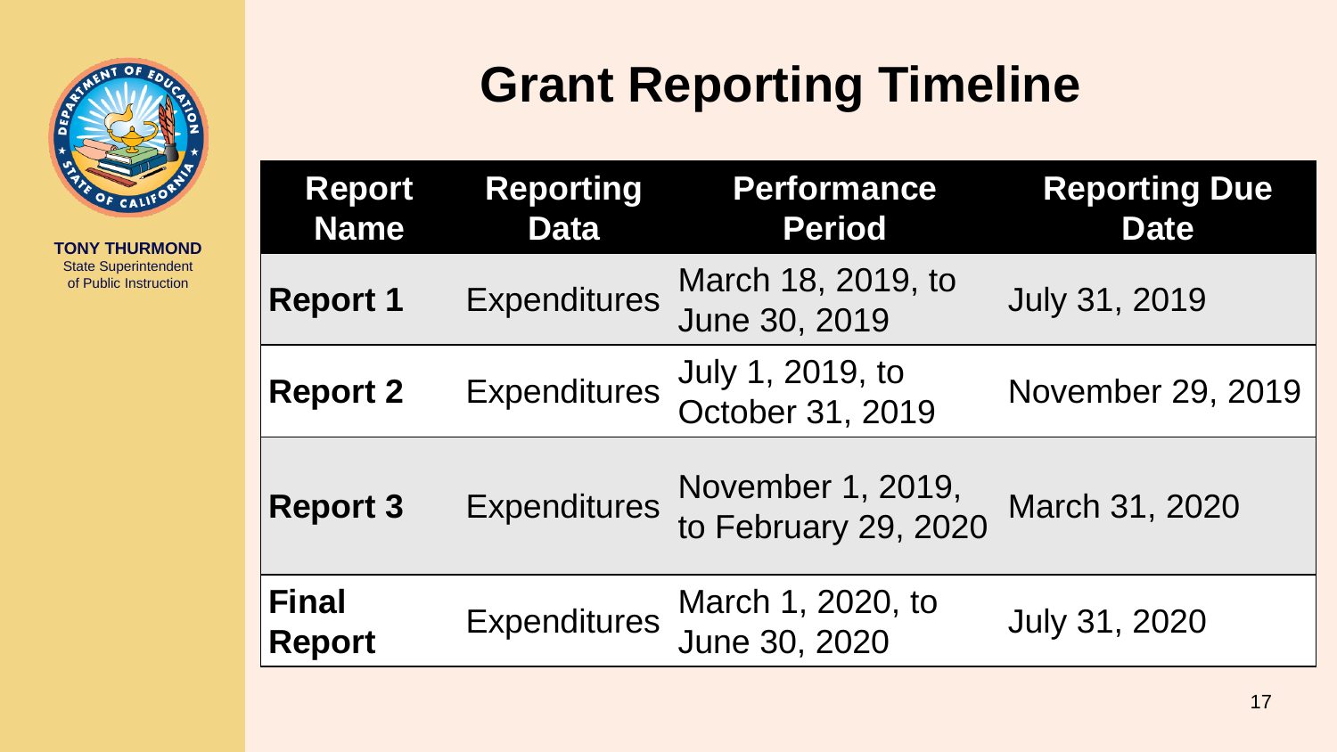TONY THURMOND
State Superintendent of Public Instruction

# Grant Reporting Timeline

| Report Name | Reporting Data | Performance Period | Reporting Due Date |
|---|---|---|---|
| **Report 1** | Expenditures | March 18, 2019, to June 30, 2019 | July 31, 2019 |
| **Report 2** | Expenditures | July 1, 2019, to October 31, 2019 | November 29, 2019 |
| **Report 3** | Expenditures | November 1, 2019, to February 29, 2020 | March 31, 2020 |
| **Final Report** | Expenditures | March 1, 2020, to June 30, 2020 | July 31, 2020 |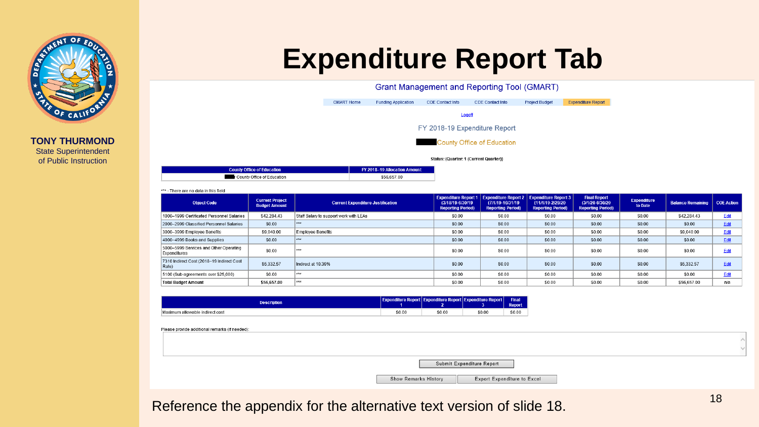TONY THURMOND
State Superintendent
of Public Instruction

# Expenditure Report Tab

Grant Management and Reporting Tool (GMART)

GMART Home | Funding Application | COE Contact Info | CDE Contact Info | Project Budget | Expenditure Report

Logoff

FY 2018-19 Expenditure Report

County Office of Education

Status: (Quarter: 1 (Current Quarter))

| County Office of Education | FY 2018–19 Allocation Amount |
|---|---|
| County Office of Education | $56,657.00 |

*** - There are no data in this field

| Object Code | Current Project Budget Amount | Current Expenditure Justification | Expenditure Report 1 (3/18/19-6/30/19 Reporting Period) | Expenditure Report 2 (7/1/19-10/31/19 Reporting Period) | Expenditure Report 3 (11/1/19-2/29/20 Reporting Period) | Final Report (3/1/20-6/30/20 Reporting Period) | Expenditure to Date | Balance Remaining | COE Action |
|---|---|---|---|---|---|---|---|---|---|
| 1000–1999 Certificated Personnel Salaries | $42,284.43 | Staff Salary to support work with LEAs | $0.00 | $0.00 | $0.00 | $0.00 | $0.00 | $42,284.43 | Edit |
| 2000–2999 Classified Personnel Salaries | $0.00 | *** | $0.00 | $0.00 | $0.00 | $0.00 | $0.00 | $0.00 | Edit |
| 3000–3999 Employee Benefits | $9,040.00 | Employee Benefits | $0.00 | $0.00 | $0.00 | $0.00 | $0.00 | $9,040.00 | Edit |
| 4000–4999 Books and Supplies | $0.00 | *** | $0.00 | $0.00 | $0.00 | $0.00 | $0.00 | $0.00 | Edit |
| 5000–5999 Services and Other Operating Expenditures | $0.00 | *** | $0.00 | $0.00 | $0.00 | $0.00 | $0.00 | $0.00 | Edit |
| 7310 Indirect Cost (2018–19 Indirect Cost Rate) | $5,332.57 | Indirect at 10.39% | $0.00 | $0.00 | $0.00 | $0.00 | $0.00 | $5,332.57 | Edit |
| 5100 (Sub-agreements over $25,000) | $0.00 | *** | $0.00 | $0.00 | $0.00 | $0.00 | $0.00 | $0.00 | Edit |
| Total Budget Amount | $56,657.00 | *** | $0.00 | $0.00 | $0.00 | $0.00 | $0.00 | $56,657.00 | n/a |

| Description | Expenditure Report 1 | Expenditure Report 2 | Expenditure Report 3 | Final Report |
|---|---|---|---|---|
| Maximum allowable indirect cost | $0.00 | $0.00 | $0.00 | $0.00 |

Please provide additional remarks (if needed):

Submit Expenditure Report

Show Remarks History | Export Expenditure to Excel

Reference the appendix for the alternative text version of slide 18.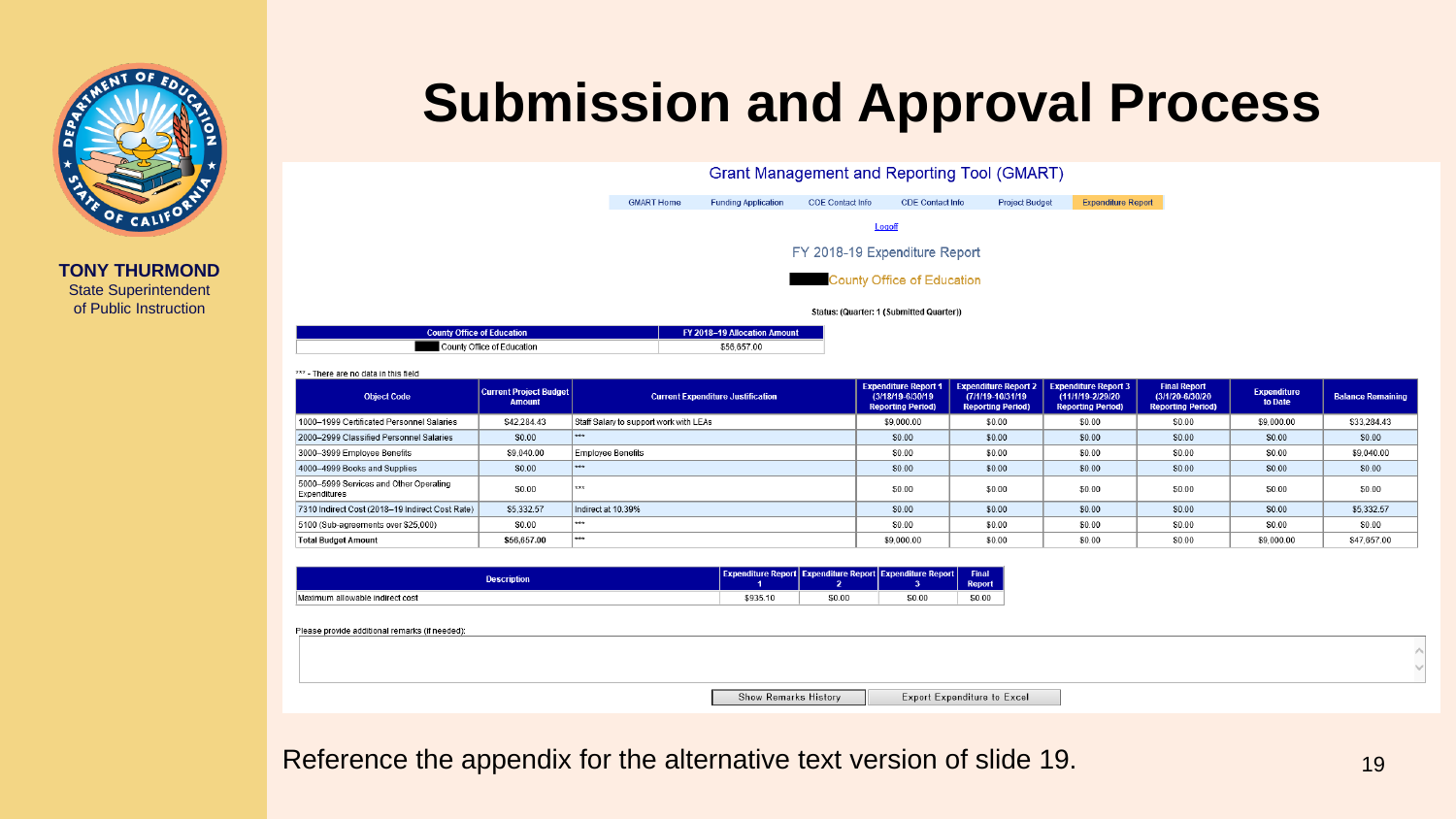# Submission and Approval Process

Grant Management and Reporting Tool (GMART)

GMART Home | Funding Application | COE Contact Info | CDE Contact Info | Project Budget | Expenditure Report

Logoff

FY 2018-19 Expenditure Report

County Office of Education

Status: (Quarter: 1 (Submitted Quarter))

| County Office of Education | FY 2018–19 Allocation Amount |
|---|---|
| County Office of Education | $56,657.00 |

*** - There are no data in this field

| Object Code | Current Project Budget Amount | Current Expenditure Justification | Expenditure Report 1 (3/18/19-6/30/19 Reporting Period) | Expenditure Report 2 (7/1/19-10/31/19 Reporting Period) | Expenditure Report 3 (11/1/19-2/29/20 Reporting Period) | Final Report (3/1/20-6/30/20 Reporting Period) | Expenditure to Date | Balance Remaining |
|---|---|---|---|---|---|---|---|---|
| 1000–1999 Certificated Personnel Salaries | $42,284.43 | Staff Salary to support work with LEAs | $9,000.00 | $0.00 | $0.00 | $0.00 | $9,000.00 | $33,284.43 |
| 2000–2999 Classified Personnel Salaries | $0.00 | *** | $0.00 | $0.00 | $0.00 | $0.00 | $0.00 | $0.00 |
| 3000–3999 Employee Benefits | $9,040.00 | Employee Benefits | $0.00 | $0.00 | $0.00 | $0.00 | $0.00 | $9,040.00 |
| 4000–4999 Books and Supplies | $0.00 | *** | $0.00 | $0.00 | $0.00 | $0.00 | $0.00 | $0.00 |
| 5000–5999 Services and Other Operating Expenditures | $0.00 | *** | $0.00 | $0.00 | $0.00 | $0.00 | $0.00 | $0.00 |
| 7310 Indirect Cost (2018–19 Indirect Cost Rate) | $5,332.57 | Indirect at 10.39% | $0.00 | $0.00 | $0.00 | $0.00 | $0.00 | $5,332.57 |
| 5100 (Sub-agreements over $25,000) | $0.00 | *** | $0.00 | $0.00 | $0.00 | $0.00 | $0.00 | $0.00 |
| Total Budget Amount | $56,657.00 | *** | $9,000.00 | $0.00 | $0.00 | $0.00 | $9,000.00 | $47,657.00 |

| Description | Expenditure Report 1 | Expenditure Report 2 | Expenditure Report 3 | Final Report |
|---|---|---|---|---|
| Maximum allowable indirect cost | $935.10 | $0.00 | $0.00 | $0.00 |

Please provide additional remarks (if needed):

Show Remarks History | Export Expenditure to Excel

Reference the appendix for the alternative text version of slide 19.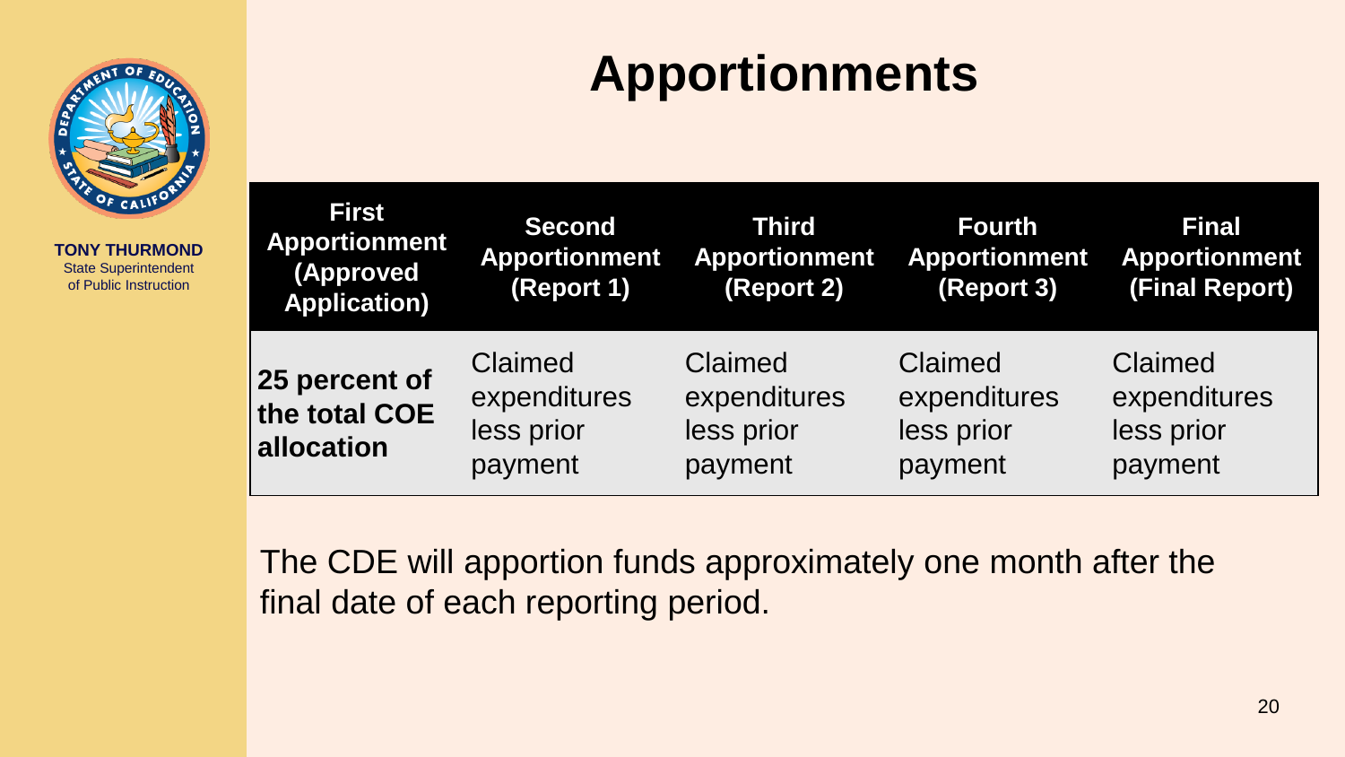# Apportionments

| First Apportionment (Approved Application) | Second Apportionment (Report 1) | Third Apportionment (Report 2) | Fourth Apportionment (Report 3) | Final Apportionment (Final Report) |
|---|---|---|---|---|
| **25 percent of the total COE allocation** | Claimed expenditures less prior payment | Claimed expenditures less prior payment | Claimed expenditures less prior payment | Claimed expenditures less prior payment |

The CDE will apportion funds approximately one month after the final date of each reporting period.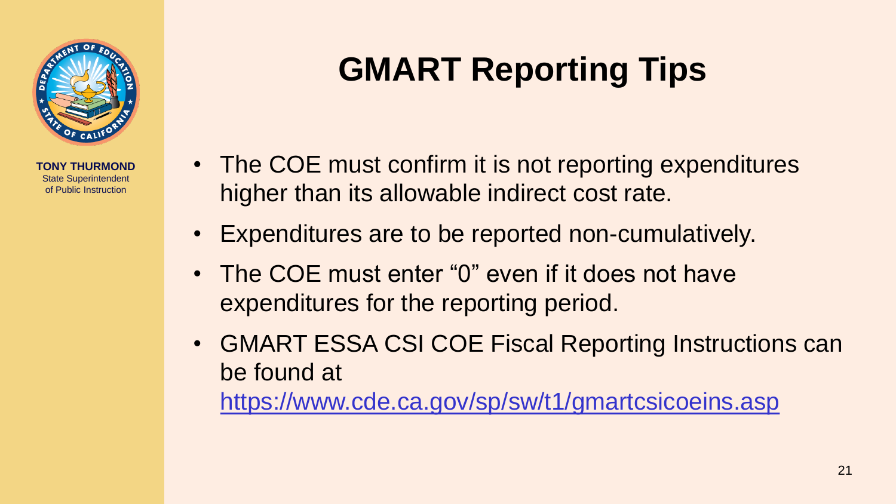TONY THURMOND
State Superintendent of Public Instruction

# GMART Reporting Tips

- The COE must confirm it is not reporting expenditures higher than its allowable indirect cost rate.
- Expenditures are to be reported non-cumulatively.
- The COE must enter "0" even if it does not have expenditures for the reporting period.
- GMART ESSA CSI COE Fiscal Reporting Instructions can be found at https://www.cde.ca.gov/sp/sw/t1/gmartcsicoeins.asp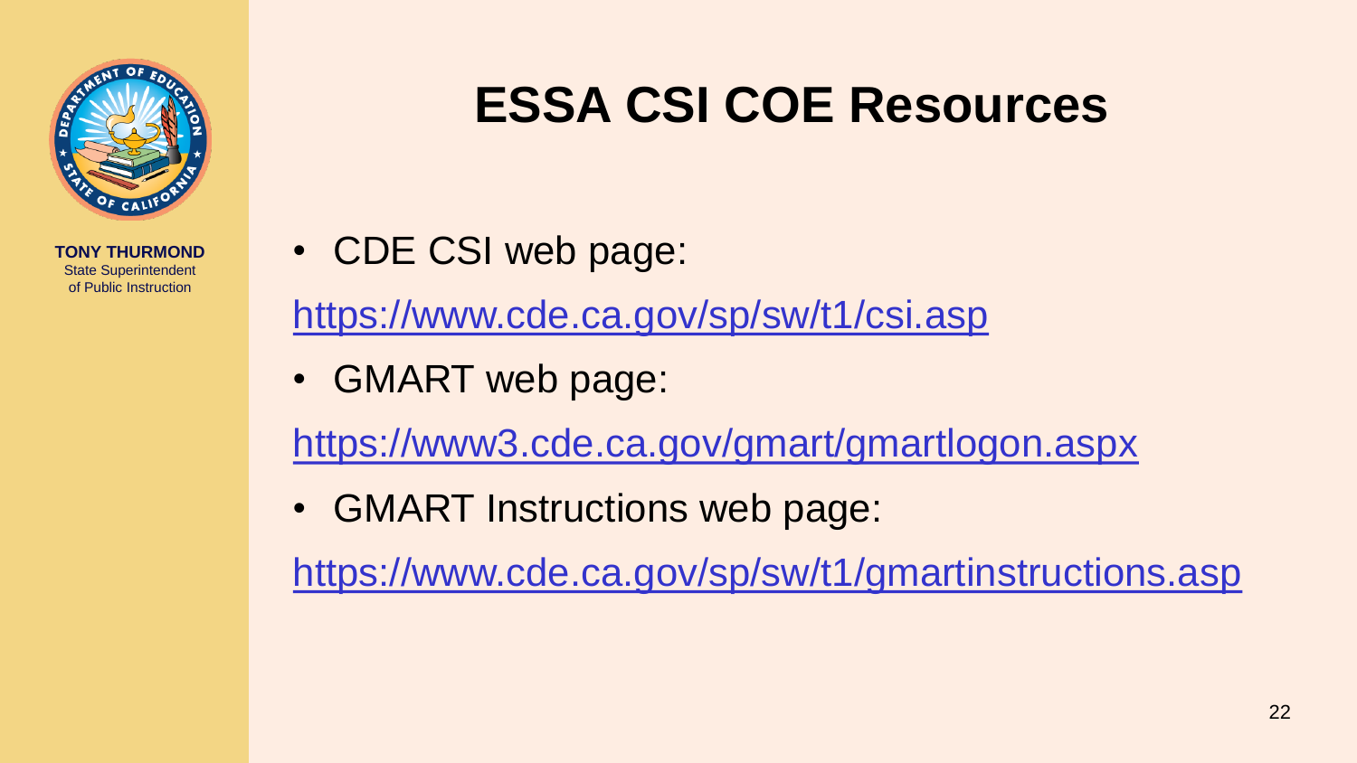TONY THURMOND
State Superintendent
of Public Instruction

# ESSA CSI COE Resources

- CDE CSI web page:

https://www.cde.ca.gov/sp/sw/t1/csi.asp

- GMART web page:

https://www3.cde.ca.gov/gmart/gmartlogon.aspx

- GMART Instructions web page:

https://www.cde.ca.gov/sp/sw/t1/gmartinstructions.asp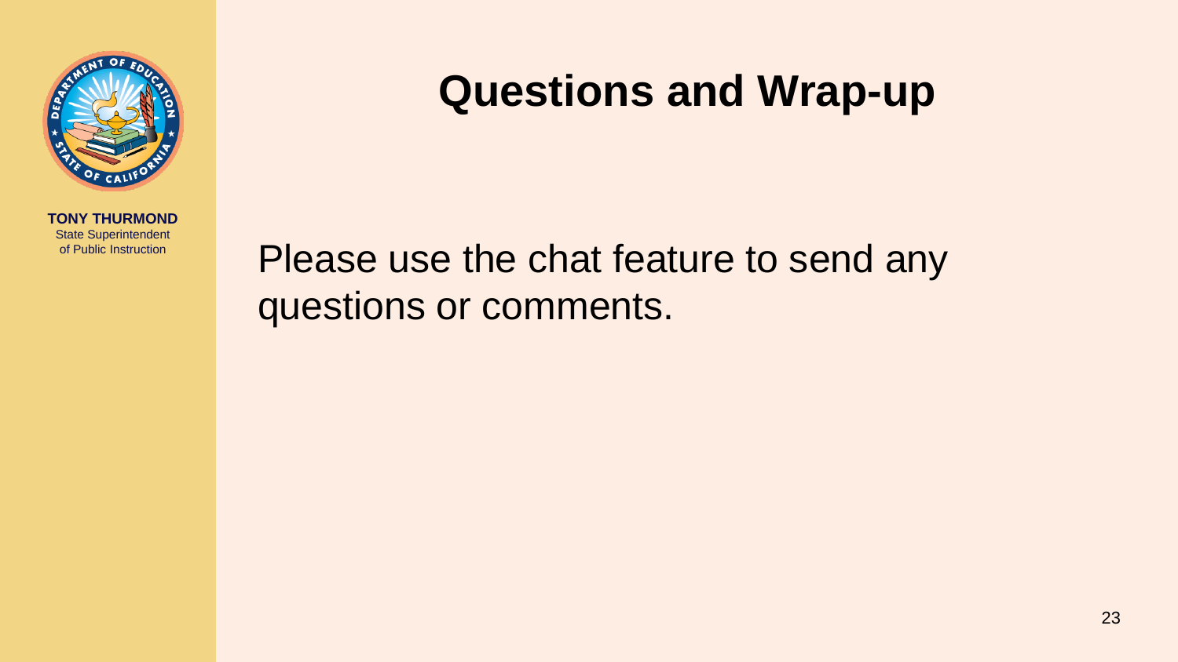**TONY THURMOND**
State Superintendent
of Public Instruction

# Questions and Wrap-up

Please use the chat feature to send any questions or comments.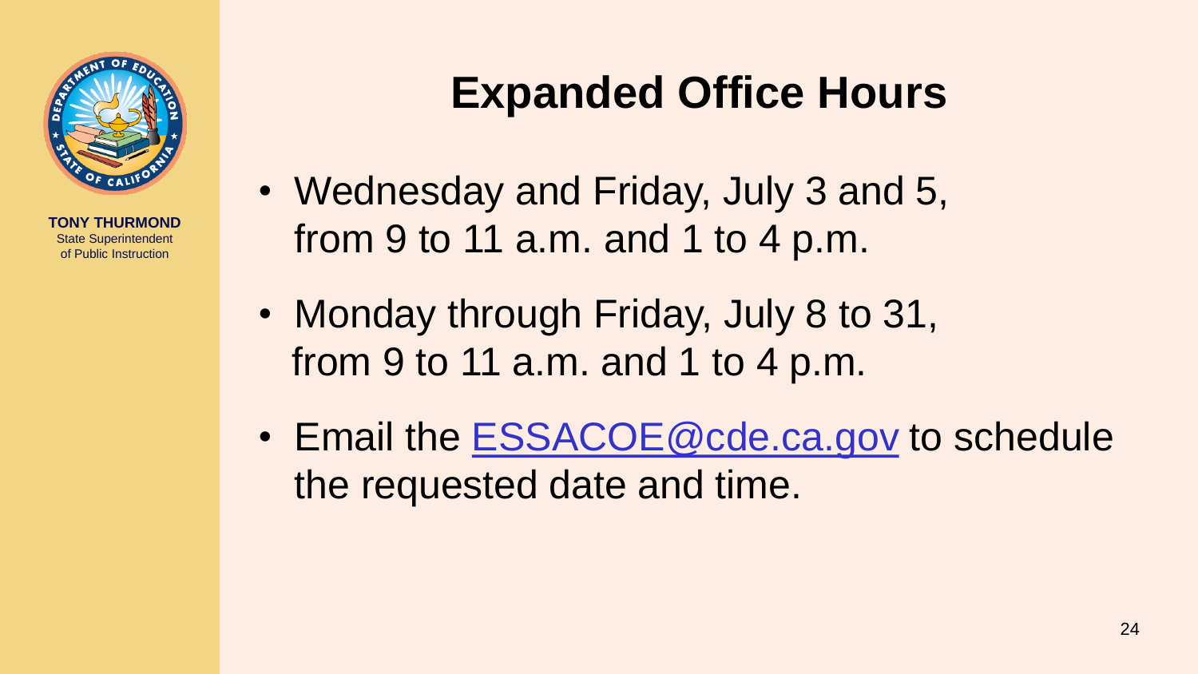TONY THURMOND
State Superintendent
of Public Instruction

# Expanded Office Hours

- Wednesday and Friday, July 3 and 5, from 9 to 11 a.m. and 1 to 4 p.m.
- Monday through Friday, July 8 to 31, from 9 to 11 a.m. and 1 to 4 p.m.
- Email the ESSACOE@cde.ca.gov to schedule the requested date and time.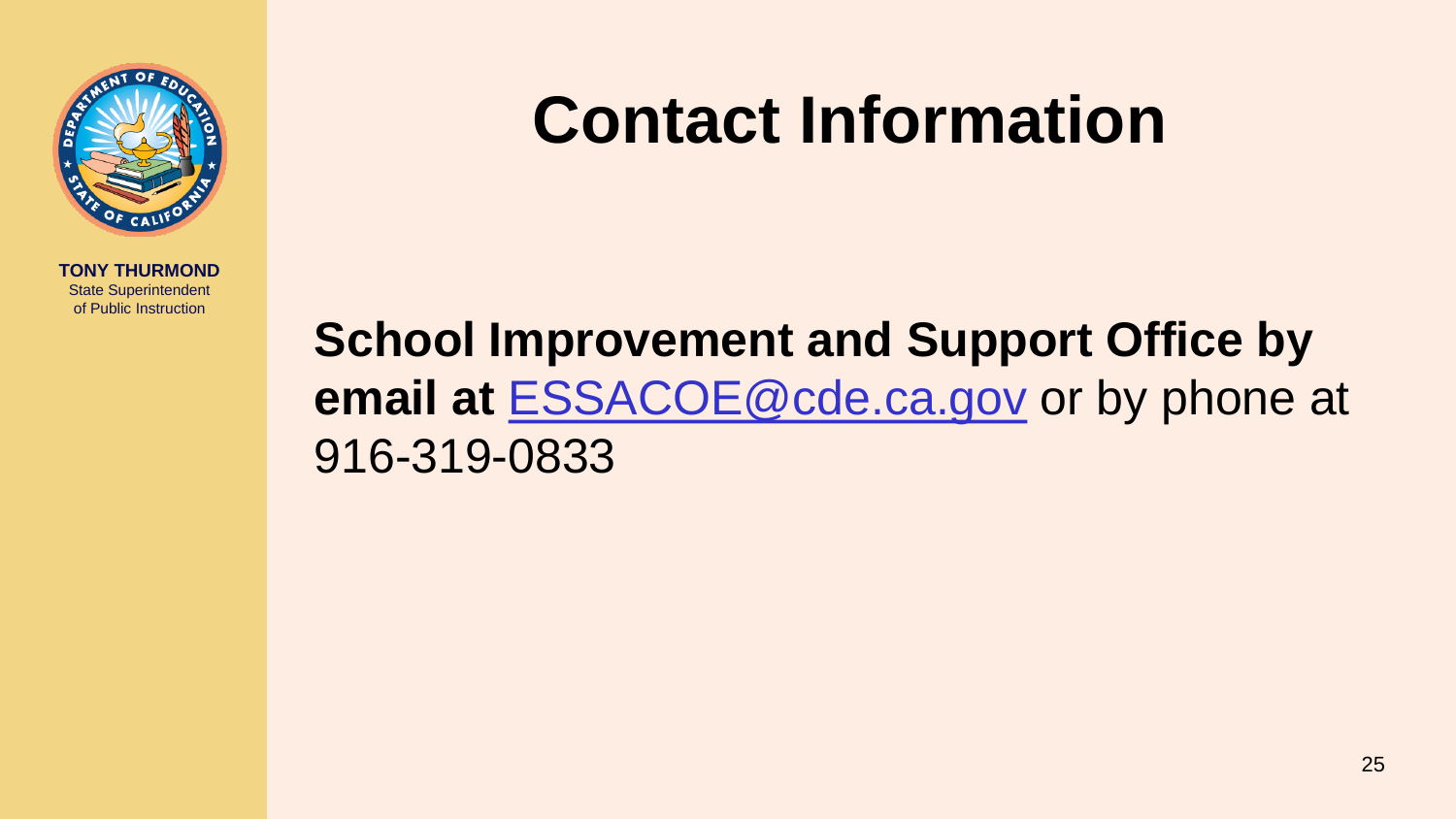TONY THURMOND
State Superintendent of Public Instruction

# Contact Information

**School Improvement and Support Office by email at** [ESSACOE@cde.ca.gov](mailto:ESSACOE@cde.ca.gov) or by phone at 916-319-0833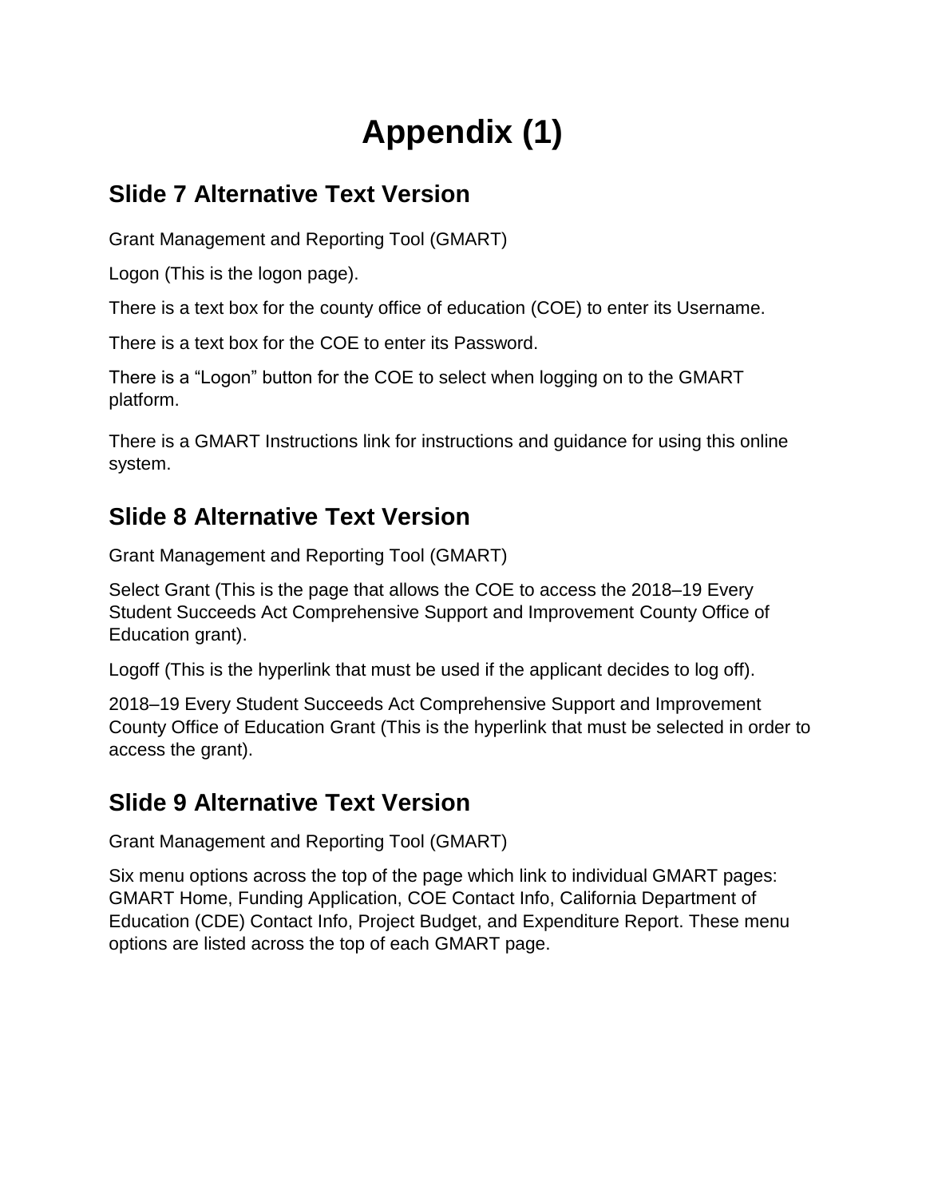# Appendix (1)

## Slide 7 Alternative Text Version

Grant Management and Reporting Tool (GMART)

Logon (This is the logon page).

There is a text box for the county office of education (COE) to enter its Username.

There is a text box for the COE to enter its Password.

There is a “Logon” button for the COE to select when logging on to the GMART platform.

There is a GMART Instructions link for instructions and guidance for using this online system.

## Slide 8 Alternative Text Version

Grant Management and Reporting Tool (GMART)

Select Grant (This is the page that allows the COE to access the 2018–19 Every Student Succeeds Act Comprehensive Support and Improvement County Office of Education grant).

Logoff (This is the hyperlink that must be used if the applicant decides to log off).

2018–19 Every Student Succeeds Act Comprehensive Support and Improvement County Office of Education Grant (This is the hyperlink that must be selected in order to access the grant).

## Slide 9 Alternative Text Version

Grant Management and Reporting Tool (GMART)

Six menu options across the top of the page which link to individual GMART pages: GMART Home, Funding Application, COE Contact Info, California Department of Education (CDE) Contact Info, Project Budget, and Expenditure Report. These menu options are listed across the top of each GMART page.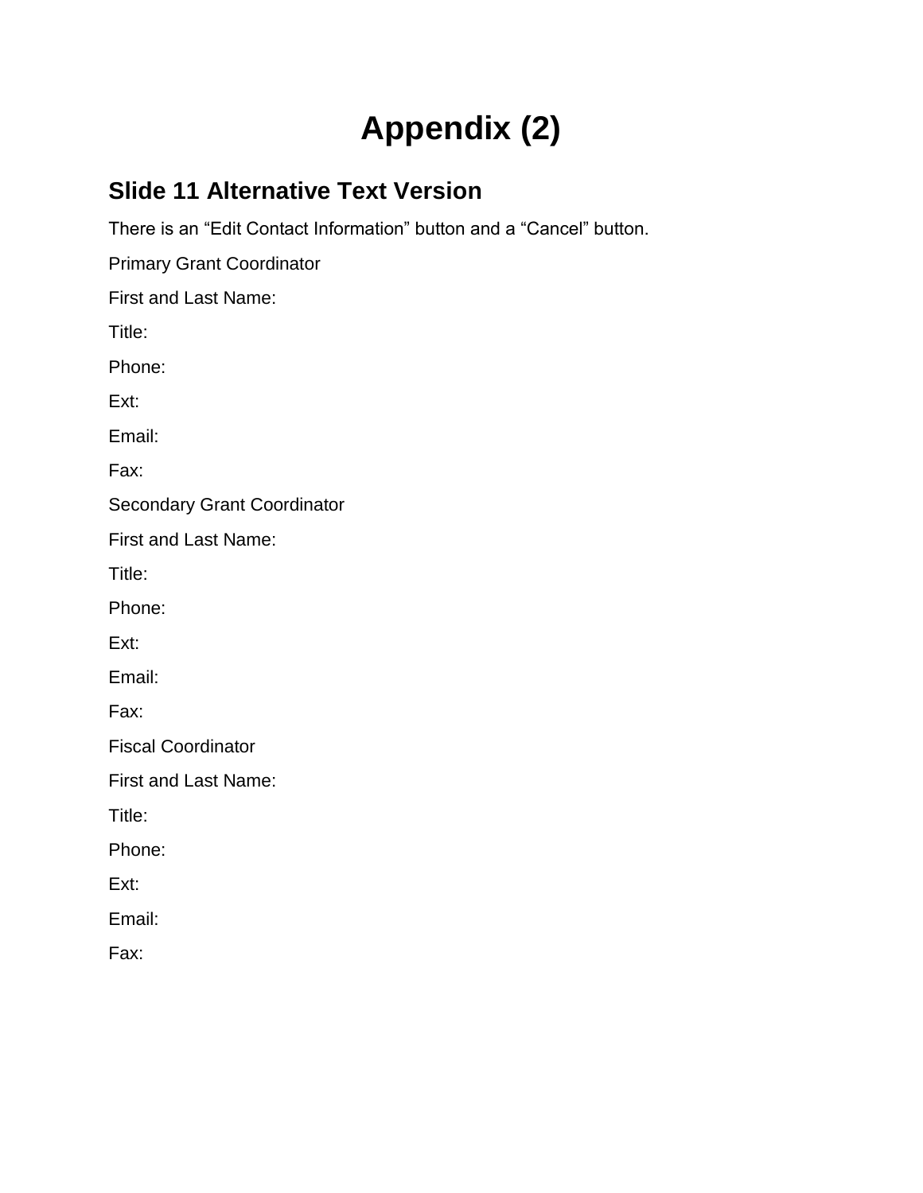# Appendix (2)

## Slide 11 Alternative Text Version

There is an “Edit Contact Information” button and a “Cancel” button.

Primary Grant Coordinator

First and Last Name:

Title:

Phone:

Ext:

Email:

Fax:

Secondary Grant Coordinator

First and Last Name:

Title:

Phone:

Ext:

Email:

Fax:

Fiscal Coordinator

First and Last Name:

Title:

Phone:

Ext:

Email:

Fax: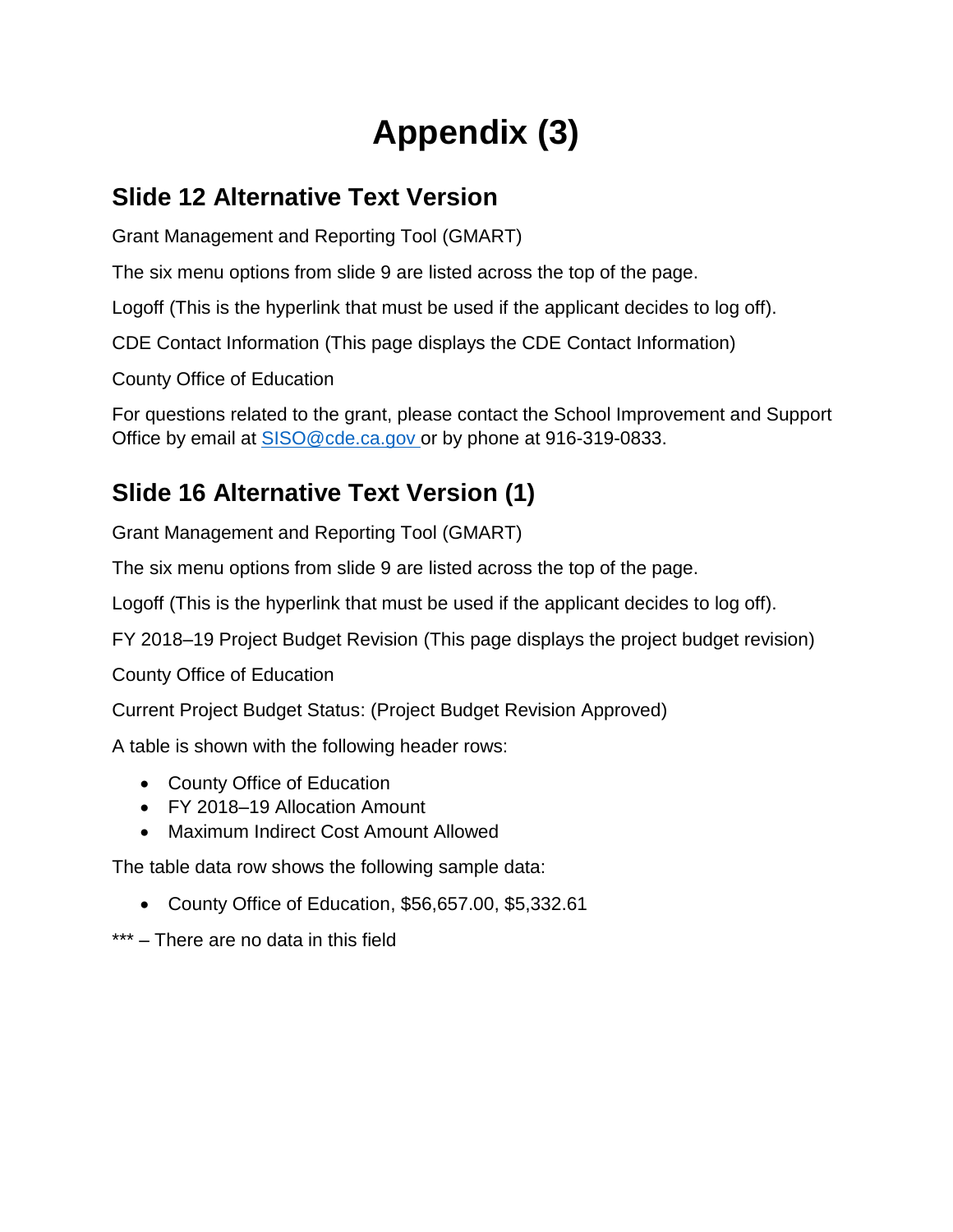# Appendix (3)

## Slide 12 Alternative Text Version

Grant Management and Reporting Tool (GMART)

The six menu options from slide 9 are listed across the top of the page.

Logoff (This is the hyperlink that must be used if the applicant decides to log off).

CDE Contact Information (This page displays the CDE Contact Information)

County Office of Education

For questions related to the grant, please contact the School Improvement and Support Office by email at SISO@cde.ca.gov or by phone at 916-319-0833.

## Slide 16 Alternative Text Version (1)

Grant Management and Reporting Tool (GMART)

The six menu options from slide 9 are listed across the top of the page.

Logoff (This is the hyperlink that must be used if the applicant decides to log off).

FY 2018–19 Project Budget Revision (This page displays the project budget revision)

County Office of Education

Current Project Budget Status: (Project Budget Revision Approved)

A table is shown with the following header rows:

- County Office of Education
- FY 2018–19 Allocation Amount
- Maximum Indirect Cost Amount Allowed

The table data row shows the following sample data:

- County Office of Education, $56,657.00, $5,332.61

*** – There are no data in this field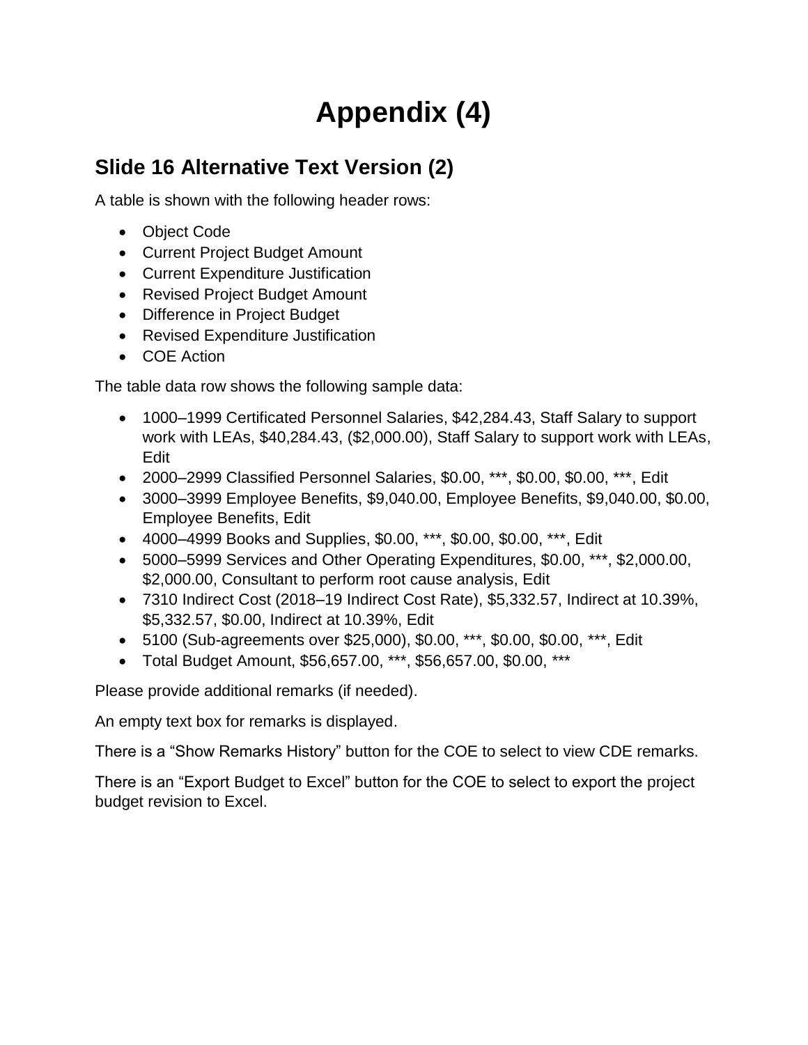# Appendix (4)

## Slide 16 Alternative Text Version (2)

A table is shown with the following header rows:

- Object Code
- Current Project Budget Amount
- Current Expenditure Justification
- Revised Project Budget Amount
- Difference in Project Budget
- Revised Expenditure Justification
- COE Action

The table data row shows the following sample data:

- 1000–1999 Certificated Personnel Salaries, $42,284.43, Staff Salary to support work with LEAs, $40,284.43, ($2,000.00), Staff Salary to support work with LEAs, Edit
- 2000–2999 Classified Personnel Salaries, $0.00, ***, $0.00, $0.00, ***, Edit
- 3000–3999 Employee Benefits, $9,040.00, Employee Benefits, $9,040.00, $0.00, Employee Benefits, Edit
- 4000–4999 Books and Supplies, $0.00, ***, $0.00, $0.00, ***, Edit
- 5000–5999 Services and Other Operating Expenditures, $0.00, ***, $2,000.00, $2,000.00, Consultant to perform root cause analysis, Edit
- 7310 Indirect Cost (2018–19 Indirect Cost Rate), $5,332.57, Indirect at 10.39%, $5,332.57, $0.00, Indirect at 10.39%, Edit
- 5100 (Sub-agreements over $25,000), $0.00, ***, $0.00, $0.00, ***, Edit
- Total Budget Amount, $56,657.00, ***, $56,657.00, $0.00, ***

Please provide additional remarks (if needed).

An empty text box for remarks is displayed.

There is a “Show Remarks History” button for the COE to select to view CDE remarks.

There is an “Export Budget to Excel” button for the COE to select to export the project budget revision to Excel.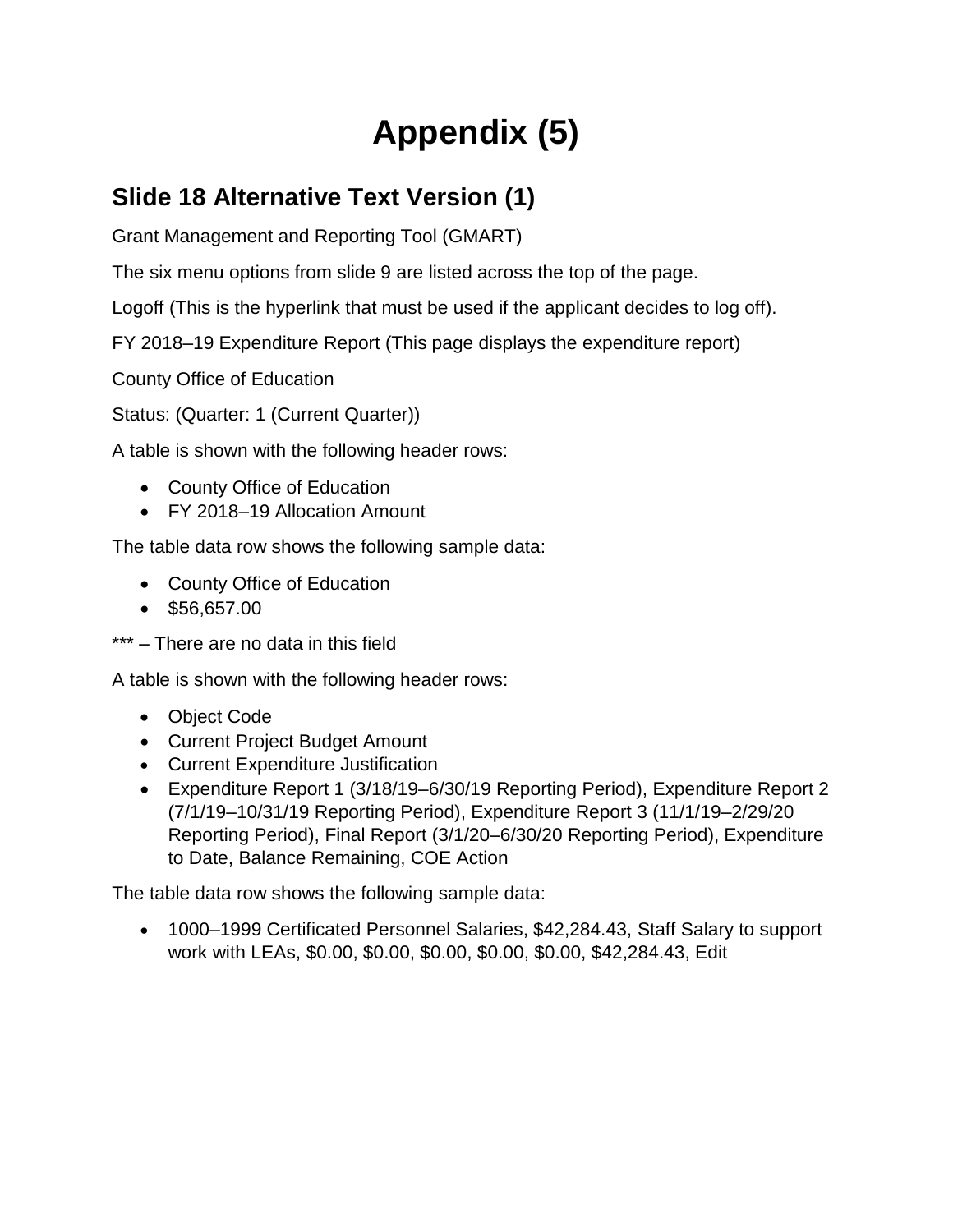# Appendix (5)

## Slide 18 Alternative Text Version (1)

Grant Management and Reporting Tool (GMART)

The six menu options from slide 9 are listed across the top of the page.

Logoff (This is the hyperlink that must be used if the applicant decides to log off).

FY 2018–19 Expenditure Report (This page displays the expenditure report)

County Office of Education

Status: (Quarter: 1 (Current Quarter))

A table is shown with the following header rows:

- County Office of Education
- FY 2018–19 Allocation Amount

The table data row shows the following sample data:

- County Office of Education
- $56,657.00

*** – There are no data in this field

A table is shown with the following header rows:

- Object Code
- Current Project Budget Amount
- Current Expenditure Justification
- Expenditure Report 1 (3/18/19–6/30/19 Reporting Period), Expenditure Report 2 (7/1/19–10/31/19 Reporting Period), Expenditure Report 3 (11/1/19–2/29/20 Reporting Period), Final Report (3/1/20–6/30/20 Reporting Period), Expenditure to Date, Balance Remaining, COE Action

The table data row shows the following sample data:

- 1000–1999 Certificated Personnel Salaries, $42,284.43, Staff Salary to support work with LEAs, $0.00, $0.00, $0.00, $0.00, $0.00, $42,284.43, Edit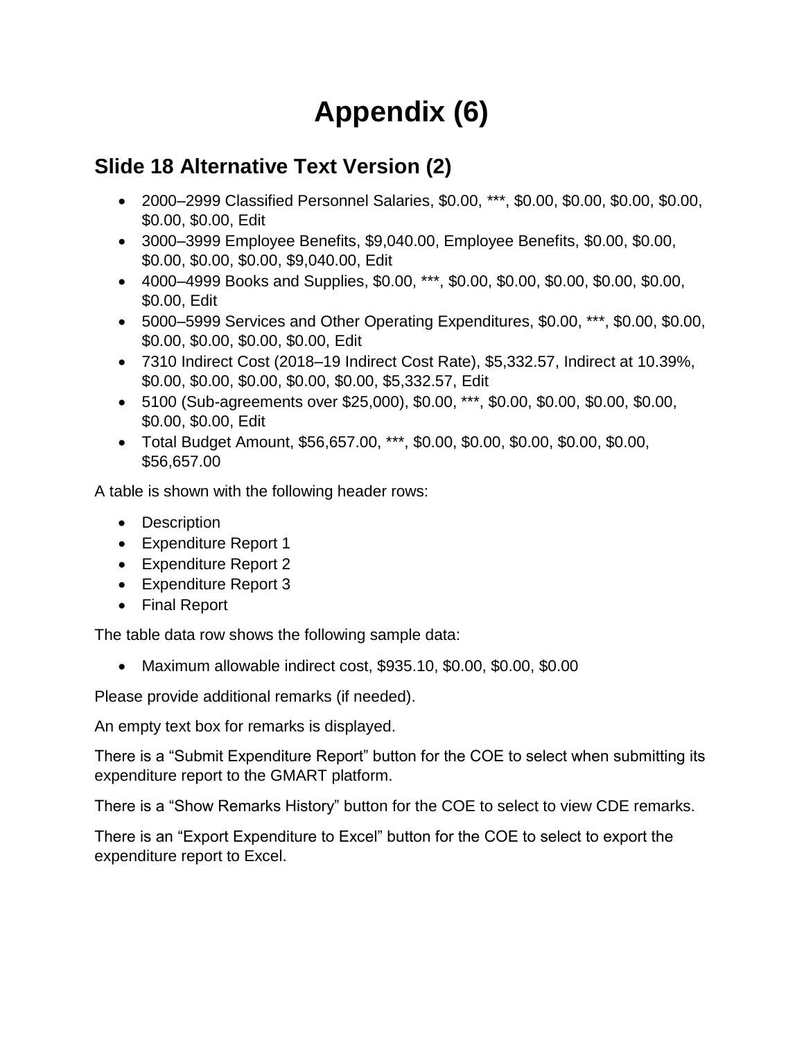# Appendix (6)

## Slide 18 Alternative Text Version (2)

- 2000–2999 Classified Personnel Salaries, $0.00, ***, $0.00, $0.00, $0.00, $0.00, $0.00, $0.00, Edit
- 3000–3999 Employee Benefits, $9,040.00, Employee Benefits, $0.00, $0.00, $0.00, $0.00, $0.00, $9,040.00, Edit
- 4000–4999 Books and Supplies, $0.00, ***, $0.00, $0.00, $0.00, $0.00, $0.00, $0.00, Edit
- 5000–5999 Services and Other Operating Expenditures, $0.00, ***, $0.00, $0.00, $0.00, $0.00, $0.00, $0.00, Edit
- 7310 Indirect Cost (2018–19 Indirect Cost Rate), $5,332.57, Indirect at 10.39%, $0.00, $0.00, $0.00, $0.00, $0.00, $5,332.57, Edit
- 5100 (Sub-agreements over $25,000), $0.00, ***, $0.00, $0.00, $0.00, $0.00, $0.00, $0.00, Edit
- Total Budget Amount, $56,657.00, ***, $0.00, $0.00, $0.00, $0.00, $0.00, $56,657.00

A table is shown with the following header rows:

- Description
- Expenditure Report 1
- Expenditure Report 2
- Expenditure Report 3
- Final Report

The table data row shows the following sample data:

- Maximum allowable indirect cost, $935.10, $0.00, $0.00, $0.00

Please provide additional remarks (if needed).

An empty text box for remarks is displayed.

There is a “Submit Expenditure Report” button for the COE to select when submitting its expenditure report to the GMART platform.

There is a “Show Remarks History” button for the COE to select to view CDE remarks.

There is an “Export Expenditure to Excel” button for the COE to select to export the expenditure report to Excel.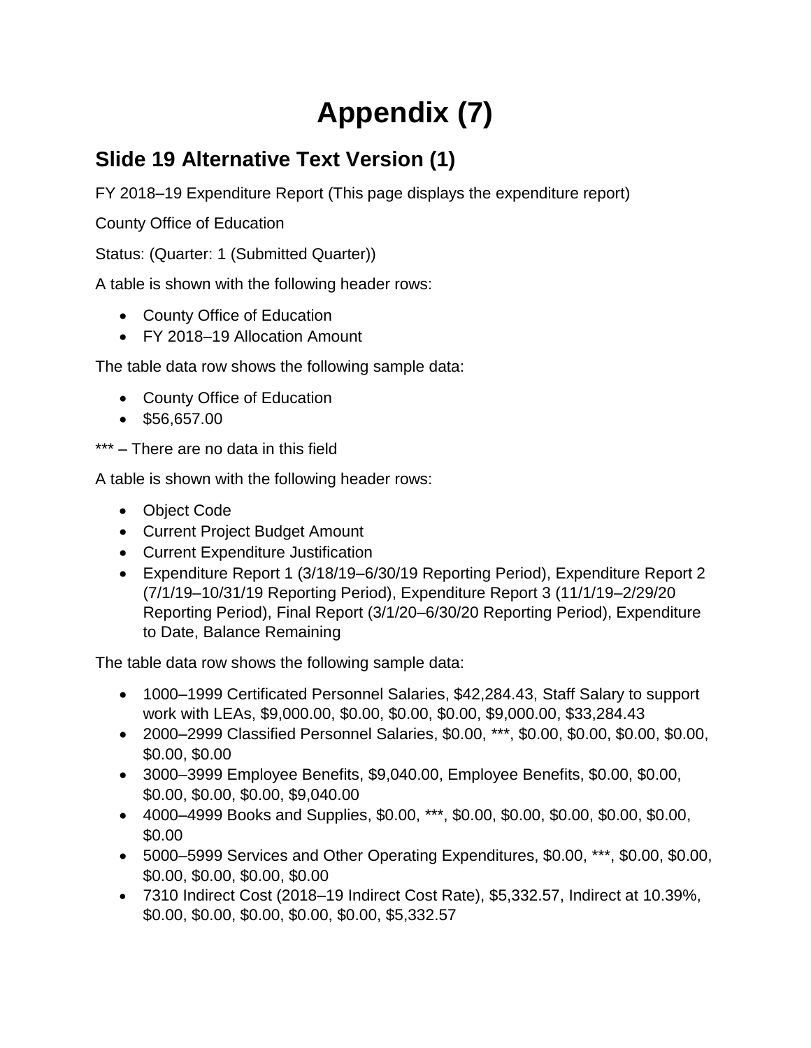# Appendix (7)

## Slide 19 Alternative Text Version (1)

FY 2018–19 Expenditure Report (This page displays the expenditure report)

County Office of Education

Status: (Quarter: 1 (Submitted Quarter))

A table is shown with the following header rows:

- County Office of Education
- FY 2018–19 Allocation Amount

The table data row shows the following sample data:

- County Office of Education
- $56,657.00

*** – There are no data in this field

A table is shown with the following header rows:

- Object Code
- Current Project Budget Amount
- Current Expenditure Justification
- Expenditure Report 1 (3/18/19–6/30/19 Reporting Period), Expenditure Report 2 (7/1/19–10/31/19 Reporting Period), Expenditure Report 3 (11/1/19–2/29/20 Reporting Period), Final Report (3/1/20–6/30/20 Reporting Period), Expenditure to Date, Balance Remaining

The table data row shows the following sample data:

- 1000–1999 Certificated Personnel Salaries, $42,284.43, Staff Salary to support work with LEAs, $9,000.00, $0.00, $0.00, $0.00, $9,000.00, $33,284.43
- 2000–2999 Classified Personnel Salaries, $0.00, ***, $0.00, $0.00, $0.00, $0.00, $0.00, $0.00
- 3000–3999 Employee Benefits, $9,040.00, Employee Benefits, $0.00, $0.00, $0.00, $0.00, $0.00, $9,040.00
- 4000–4999 Books and Supplies, $0.00, ***, $0.00, $0.00, $0.00, $0.00, $0.00, $0.00
- 5000–5999 Services and Other Operating Expenditures, $0.00, ***, $0.00, $0.00, $0.00, $0.00, $0.00, $0.00
- 7310 Indirect Cost (2018–19 Indirect Cost Rate), $5,332.57, Indirect at 10.39%, $0.00, $0.00, $0.00, $0.00, $0.00, $5,332.57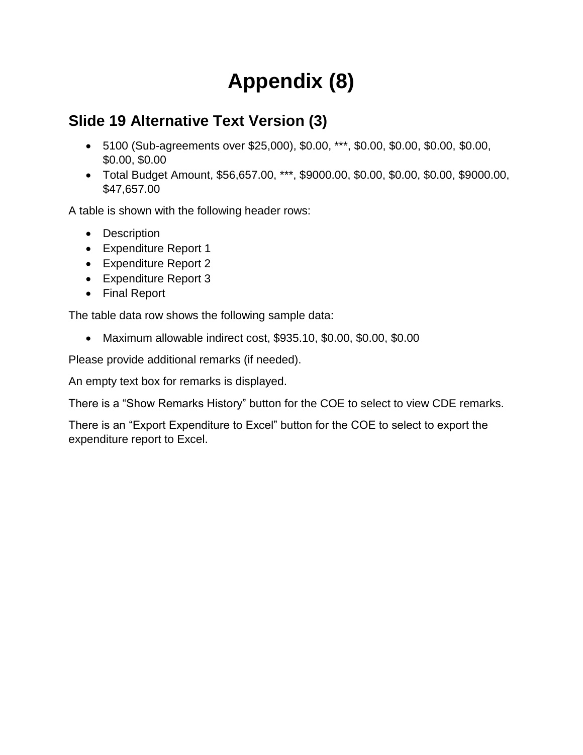# Appendix (8)

## Slide 19 Alternative Text Version (3)

- 5100 (Sub-agreements over $25,000), $0.00, ***, $0.00, $0.00, $0.00, $0.00, $0.00, $0.00
- Total Budget Amount, $56,657.00, ***, $9000.00, $0.00, $0.00, $0.00, $9000.00, $47,657.00

A table is shown with the following header rows:

- Description
- Expenditure Report 1
- Expenditure Report 2
- Expenditure Report 3
- Final Report

The table data row shows the following sample data:

- Maximum allowable indirect cost, $935.10, $0.00, $0.00, $0.00

Please provide additional remarks (if needed).

An empty text box for remarks is displayed.

There is a “Show Remarks History” button for the COE to select to view CDE remarks.

There is an “Export Expenditure to Excel” button for the COE to select to export the expenditure report to Excel.